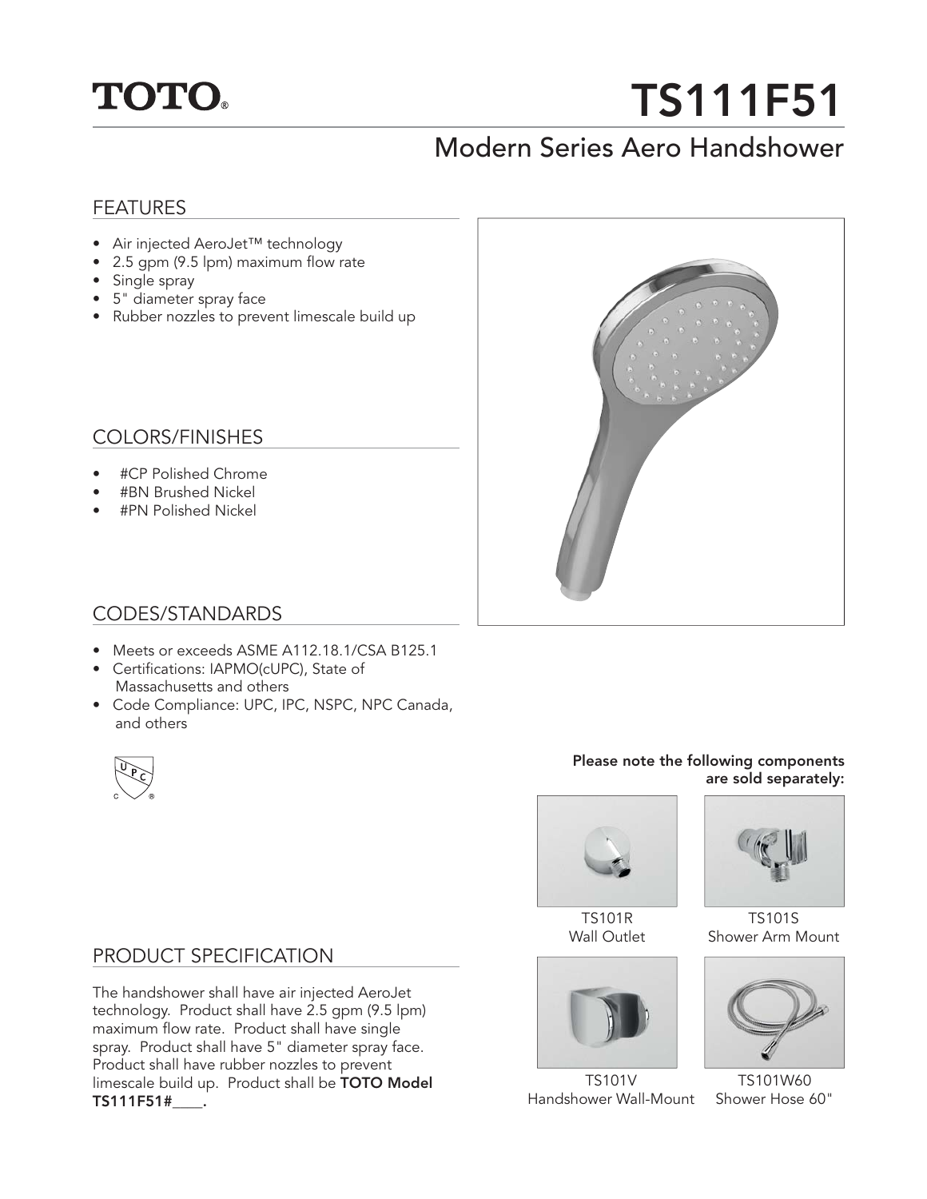TOTO®

# TS111F51

## Modern Series Aero Handshower

### FEATURES

- Air injected AeroJet™ technology
- 2.5 gpm (9.5 lpm) maximum flow rate
- Single spray
- 5" diameter spray face
- Rubber nozzles to prevent limescale build up

### COLORS/FINISHES

- #CP Polished Chrome
- #BN Brushed Nickel
- #PN Polished Nickel

### CODES/STANDARDS

- Meets or exceeds ASME A112.18.1/CSA B125.1
- Certifications: IAPMO(cUPC), State of Massachusetts and others
- Code Compliance: UPC, IPC, NSPC, NPC Canada, and others

### PRODUCT SPECIFICATION

The handshower shall have air injected AeroJet technology. Product shall have 2.5 gpm (9.5 lpm) maximum flow rate. Product shall have single spray. Product shall have 5" diameter spray face. Product shall have rubber nozzles to prevent limescale build up. Product shall be **TOTO Model TS111F51#____.**

**Please note the following components are sold separately:**

TS101R
Wall Outlet

TS101S
Shower Arm Mount

TS101V
Handshower Wall-Mount

TS101W60
Shower Hose 60"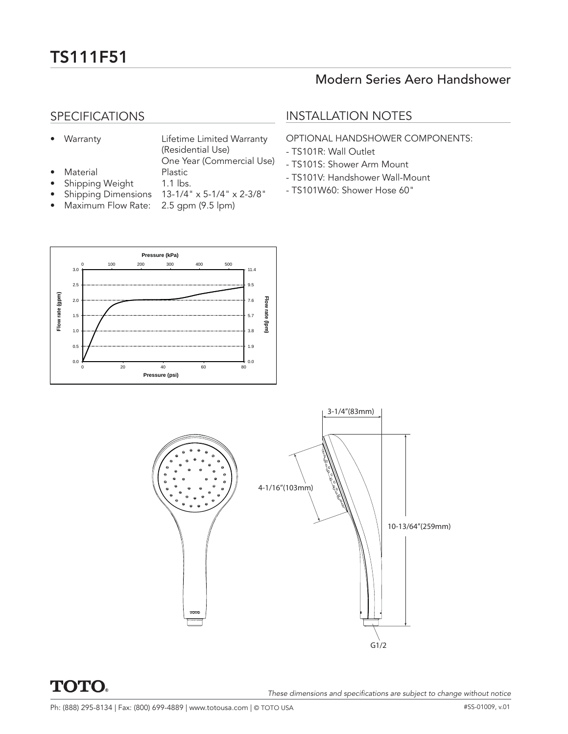# TS111F51

## Modern Series Aero Handshower

## SPECIFICATIONS

- Warranty: Lifetime Limited Warranty (Residential Use) One Year (Commercial Use)
- Material: Plastic
- Shipping Weight: 1.1 lbs.
- Shipping Dimensions: 13-1/4" x 5-1/4" x 2-3/8"
- Maximum Flow Rate: 2.5 gpm (9.5 lpm)

## INSTALLATION NOTES

OPTIONAL HANDSHOWER COMPONENTS:
- TS101R: Wall Outlet
- TS101S: Shower Arm Mount
- TS101V: Handshower Wall-Mount
- TS101W60: Shower Hose 60"

Pressure (kPa)
0 100 200 300 400 500
Flow rate (gpm)
3.0 2.5 2.0 1.5 1.0 0.5 0.0
Flow rate (lpm)
11.4 9.5 7.6 5.7 3.8 1.9 0.0
0 20 40 60 80
Pressure (psi)

3-1/4"(83mm)
4-1/16"(103mm)
10-13/64"(259mm)
G1/2
TOTO

*These dimensions and specifications are subject to change without notice*

Ph: (888) 295-8134 | Fax: (800) 699-4889 | www.totousa.com | © TOTO USA

#SS-01009, v.01